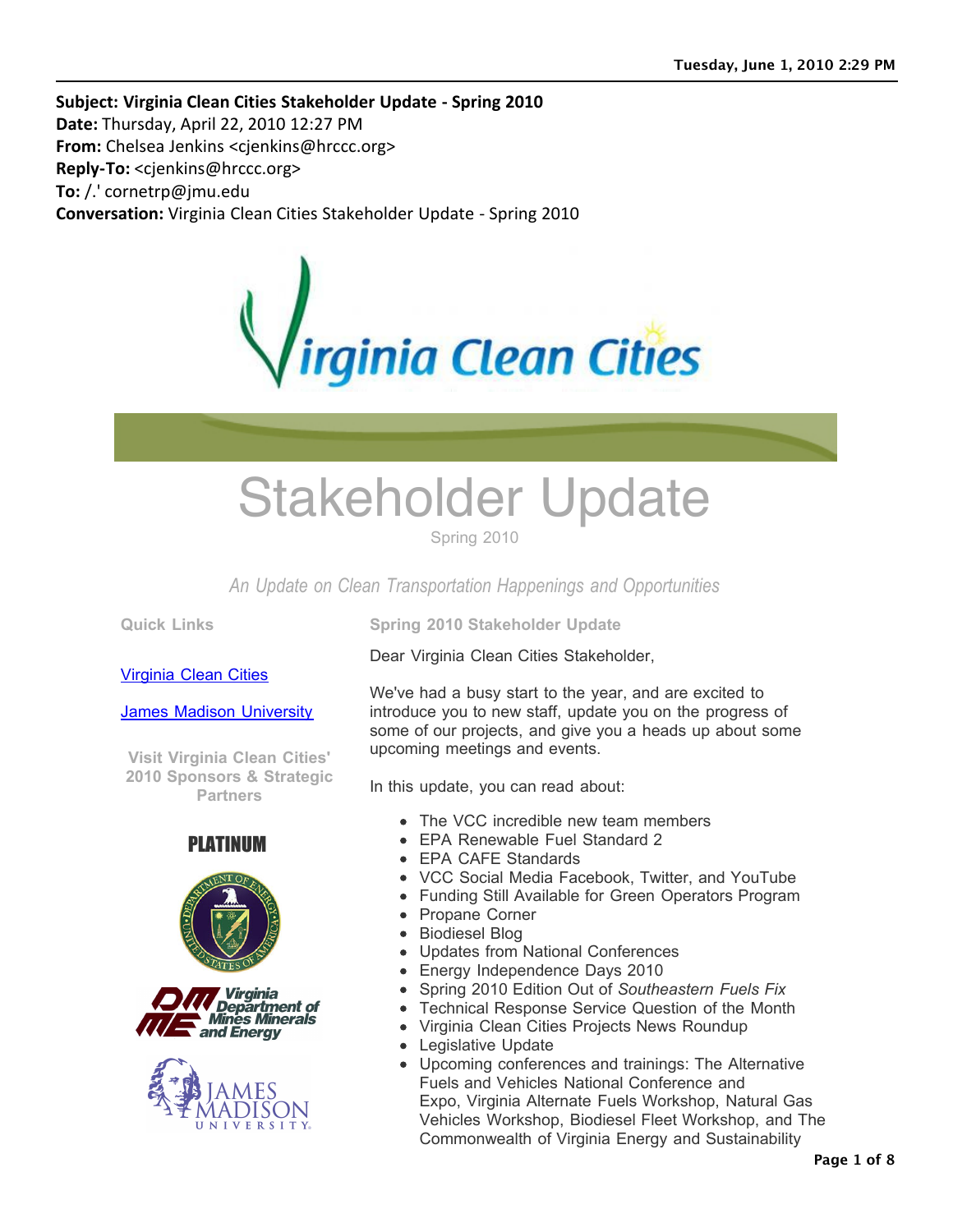**Subject: Virginia Clean Cities Stakeholder Update - Spring 2010**
**Date:** Thursday, April 22, 2010 12:27 PM
**From:** Chelsea Jenkins <cjenkins@hrccc.org>
**Reply-To:** <cjenkins@hrccc.org>
**To:** /.' cornetrp@jmu.edu
**Conversation:** Virginia Clean Cities Stakeholder Update - Spring 2010

# Stakeholder Update

Spring 2010

*An Update on Clean Transportation Happenings and Opportunities*

**Quick Links**

[Virginia Clean Cities](#)

[James Madison University](#)

**Visit Virginia Clean Cities' 2010 Sponsors & Strategic Partners**

**PLATINUM**

## Spring 2010 Stakeholder Update

Dear Virginia Clean Cities Stakeholder,

We've had a busy start to the year, and are excited to introduce you to new staff, update you on the progress of some of our projects, and give you a heads up about some upcoming meetings and events.

In this update, you can read about:

- The VCC incredible new team members
- EPA Renewable Fuel Standard 2
- EPA CAFE Standards
- VCC Social Media Facebook, Twitter, and YouTube
- Funding Still Available for Green Operators Program
- Propane Corner
- Biodiesel Blog
- Updates from National Conferences
- Energy Independence Days 2010
- Spring 2010 Edition Out of *Southeastern Fuels Fix*
- Technical Response Service Question of the Month
- Virginia Clean Cities Projects News Roundup
- Legislative Update
- Upcoming conferences and trainings: The Alternative Fuels and Vehicles National Conference and Expo, Virginia Alternate Fuels Workshop, Natural Gas Vehicles Workshop, Biodiesel Fleet Workshop, and The Commonwealth of Virginia Energy and Sustainability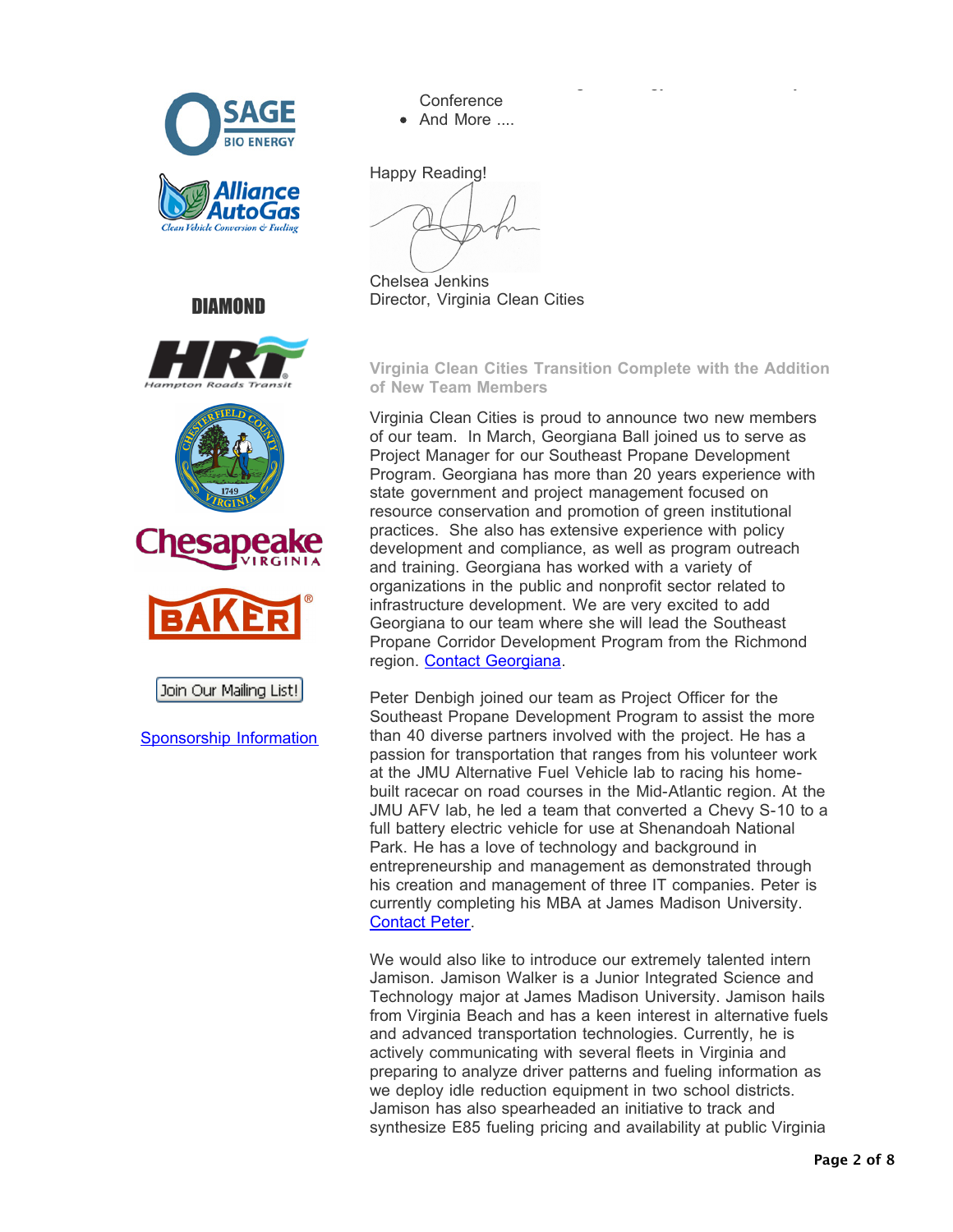Conference
- And More ....

Happy Reading!

Chelsea Jenkins
Director, Virginia Clean Cities

DIAMOND

Join Our Mailing List!

Sponsorship Information

### Virginia Clean Cities Transition Complete with the Addition of New Team Members

Virginia Clean Cities is proud to announce two new members of our team. In March, Georgiana Ball joined us to serve as Project Manager for our Southeast Propane Development Program. Georgiana has more than 20 years experience with state government and project management focused on resource conservation and promotion of green institutional practices. She also has extensive experience with policy development and compliance, as well as program outreach and training. Georgiana has worked with a variety of organizations in the public and nonprofit sector related to infrastructure development. We are very excited to add Georgiana to our team where she will lead the Southeast Propane Corridor Development Program from the Richmond region. Contact Georgiana.

Peter Denbigh joined our team as Project Officer for the Southeast Propane Development Program to assist the more than 40 diverse partners involved with the project. He has a passion for transportation that ranges from his volunteer work at the JMU Alternative Fuel Vehicle lab to racing his home-built racecar on road courses in the Mid-Atlantic region. At the JMU AFV lab, he led a team that converted a Chevy S-10 to a full battery electric vehicle for use at Shenandoah National Park. He has a love of technology and background in entrepreneurship and management as demonstrated through his creation and management of three IT companies. Peter is currently completing his MBA at James Madison University. Contact Peter.

We would also like to introduce our extremely talented intern Jamison. Jamison Walker is a Junior Integrated Science and Technology major at James Madison University. Jamison hails from Virginia Beach and has a keen interest in alternative fuels and advanced transportation technologies. Currently, he is actively communicating with several fleets in Virginia and preparing to analyze driver patterns and fueling information as we deploy idle reduction equipment in two school districts. Jamison has also spearheaded an initiative to track and synthesize E85 fueling pricing and availability at public Virginia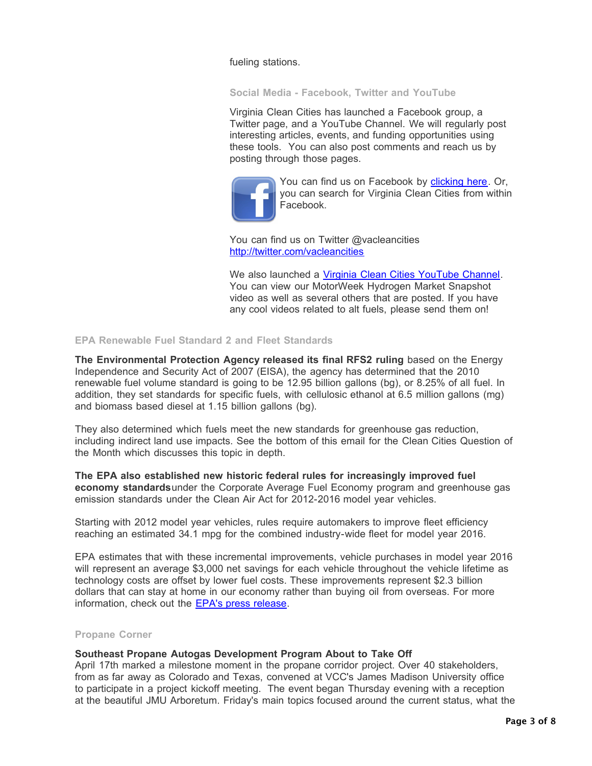fueling stations.

### Social Media - Facebook, Twitter and YouTube

Virginia Clean Cities has launched a Facebook group, a Twitter page, and a YouTube Channel. We will regularly post interesting articles, events, and funding opportunities using these tools. You can also post comments and reach us by posting through those pages.

You can find us on Facebook by clicking here. Or, you can search for Virginia Clean Cities from within Facebook.

You can find us on Twitter @vacleancities
http://twitter.com/vacleancities

We also launched a Virginia Clean Cities YouTube Channel. You can view our MotorWeek Hydrogen Market Snapshot video as well as several others that are posted. If you have any cool videos related to alt fuels, please send them on!

### EPA Renewable Fuel Standard 2 and Fleet Standards

**The Environmental Protection Agency released its final RFS2 ruling** based on the Energy Independence and Security Act of 2007 (EISA), the agency has determined that the 2010 renewable fuel volume standard is going to be 12.95 billion gallons (bg), or 8.25% of all fuel. In addition, they set standards for specific fuels, with cellulosic ethanol at 6.5 million gallons (mg) and biomass based diesel at 1.15 billion gallons (bg).

They also determined which fuels meet the new standards for greenhouse gas reduction, including indirect land use impacts. See the bottom of this email for the Clean Cities Question of the Month which discusses this topic in depth.

**The EPA also established new historic federal rules for increasingly improved fuel economy standards** under the Corporate Average Fuel Economy program and greenhouse gas emission standards under the Clean Air Act for 2012-2016 model year vehicles.

Starting with 2012 model year vehicles, rules require automakers to improve fleet efficiency reaching an estimated 34.1 mpg for the combined industry-wide fleet for model year 2016.

EPA estimates that with these incremental improvements, vehicle purchases in model year 2016 will represent an average $3,000 net savings for each vehicle throughout the vehicle lifetime as technology costs are offset by lower fuel costs. These improvements represent $2.3 billion dollars that can stay at home in our economy rather than buying oil from overseas. For more information, check out the EPA's press release.

### Propane Corner

**Southeast Propane Autogas Development Program About to Take Off**
April 17th marked a milestone moment in the propane corridor project. Over 40 stakeholders, from as far away as Colorado and Texas, convened at VCC's James Madison University office to participate in a project kickoff meeting. The event began Thursday evening with a reception at the beautiful JMU Arboretum. Friday's main topics focused around the current status, what the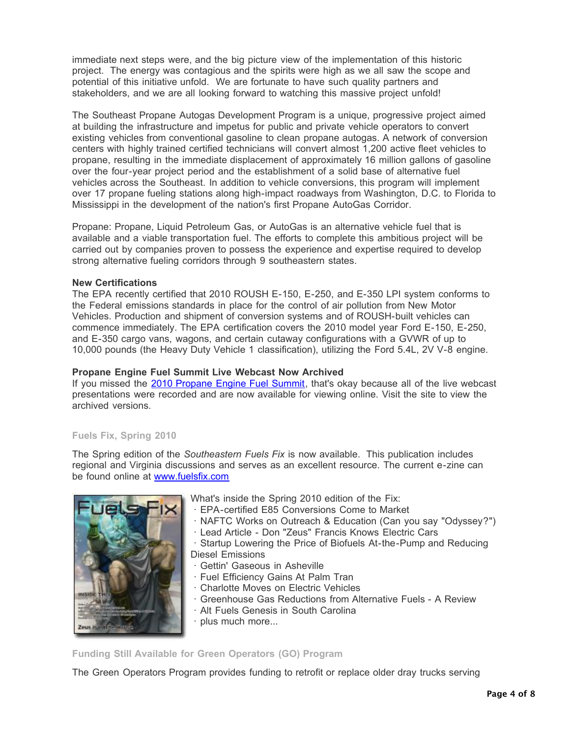immediate next steps were, and the big picture view of the implementation of this historic project. The energy was contagious and the spirits were high as we all saw the scope and potential of this initiative unfold. We are fortunate to have such quality partners and stakeholders, and we are all looking forward to watching this massive project unfold!

The Southeast Propane Autogas Development Program is a unique, progressive project aimed at building the infrastructure and impetus for public and private vehicle operators to convert existing vehicles from conventional gasoline to clean propane autogas. A network of conversion centers with highly trained certified technicians will convert almost 1,200 active fleet vehicles to propane, resulting in the immediate displacement of approximately 16 million gallons of gasoline over the four-year project period and the establishment of a solid base of alternative fuel vehicles across the Southeast. In addition to vehicle conversions, this program will implement over 17 propane fueling stations along high-impact roadways from Washington, D.C. to Florida to Mississippi in the development of the nation's first Propane AutoGas Corridor.

Propane: Propane, Liquid Petroleum Gas, or AutoGas is an alternative vehicle fuel that is available and a viable transportation fuel. The efforts to complete this ambitious project will be carried out by companies proven to possess the experience and expertise required to develop strong alternative fueling corridors through 9 southeastern states.

**New Certifications**

The EPA recently certified that 2010 ROUSH E-150, E-250, and E-350 LPI system conforms to the Federal emissions standards in place for the control of air pollution from New Motor Vehicles. Production and shipment of conversion systems and of ROUSH-built vehicles can commence immediately. The EPA certification covers the 2010 model year Ford E-150, E-250, and E-350 cargo vans, wagons, and certain cutaway configurations with a GVWR of up to 10,000 pounds (the Heavy Duty Vehicle 1 classification), utilizing the Ford 5.4L, 2V V-8 engine.

**Propane Engine Fuel Summit Live Webcast Now Archived**

If you missed the [2010 Propane Engine Fuel Summit](), that's okay because all of the live webcast presentations were recorded and are now available for viewing online. Visit the site to view the archived versions.

### Fuels Fix, Spring 2010

The Spring edition of the *Southeastern Fuels Fix* is now available. This publication includes regional and Virginia discussions and serves as an excellent resource. The current e-zine can be found online at [www.fuelsfix.com](www.fuelsfix.com)

What's inside the Spring 2010 edition of the Fix:

- EPA-certified E85 Conversions Come to Market
- NAFTC Works on Outreach & Education (Can you say "Odyssey?")
- Lead Article - Don "Zeus" Francis Knows Electric Cars
- Startup Lowering the Price of Biofuels At-the-Pump and Reducing Diesel Emissions
- Gettin' Gaseous in Asheville
- Fuel Efficiency Gains At Palm Tran
- Charlotte Moves on Electric Vehicles
- Greenhouse Gas Reductions from Alternative Fuels - A Review
- Alt Fuels Genesis in South Carolina
- plus much more...

### Funding Still Available for Green Operators (GO) Program

The Green Operators Program provides funding to retrofit or replace older dray trucks serving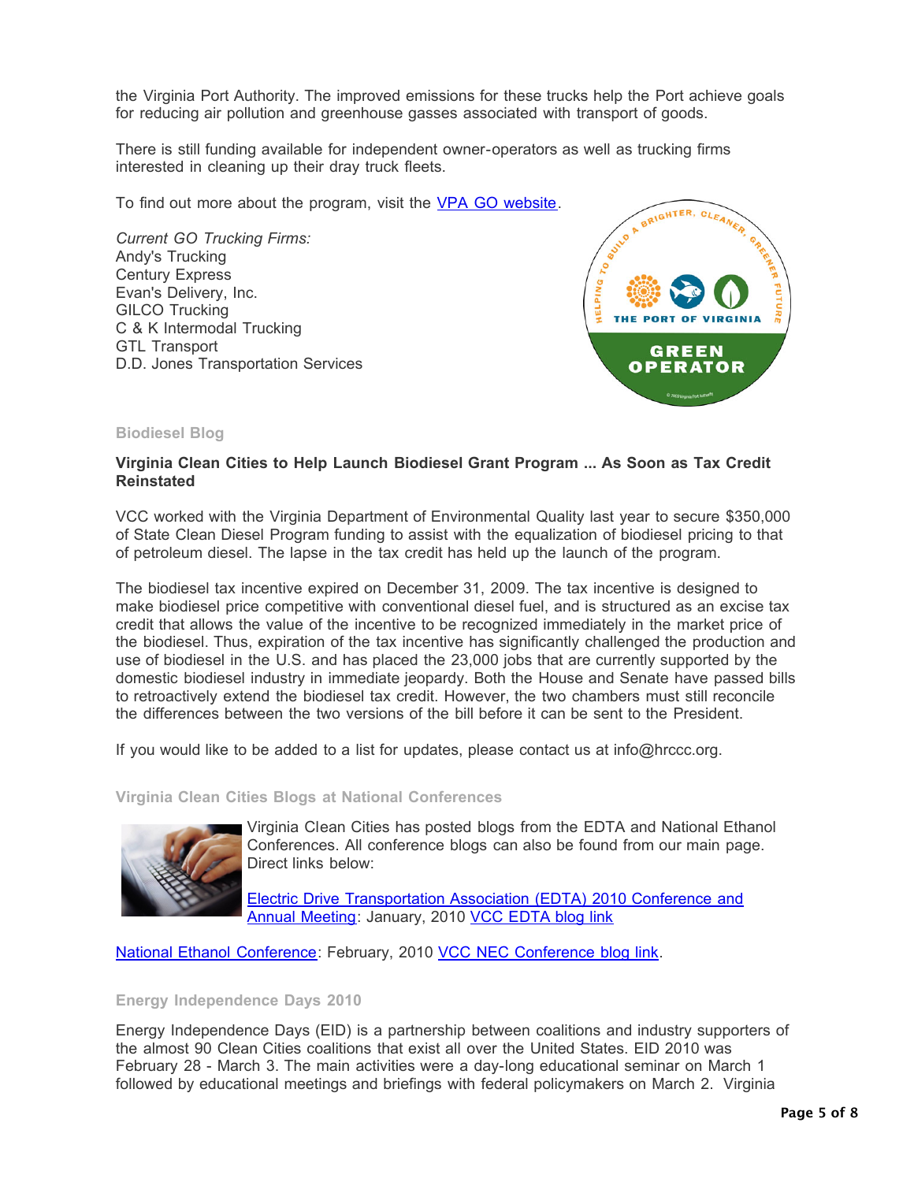the Virginia Port Authority. The improved emissions for these trucks help the Port achieve goals for reducing air pollution and greenhouse gasses associated with transport of goods.

There is still funding available for independent owner-operators as well as trucking firms interested in cleaning up their dray truck fleets.

To find out more about the program, visit the VPA GO website.

*Current GO Trucking Firms:*
Andy's Trucking
Century Express
Evan's Delivery, Inc.
GILCO Trucking
C & K Intermodal Trucking
GTL Transport
D.D. Jones Transportation Services

### Biodiesel Blog

**Virginia Clean Cities to Help Launch Biodiesel Grant Program ... As Soon as Tax Credit Reinstated**

VCC worked with the Virginia Department of Environmental Quality last year to secure $350,000 of State Clean Diesel Program funding to assist with the equalization of biodiesel pricing to that of petroleum diesel. The lapse in the tax credit has held up the launch of the program.

The biodiesel tax incentive expired on December 31, 2009. The tax incentive is designed to make biodiesel price competitive with conventional diesel fuel, and is structured as an excise tax credit that allows the value of the incentive to be recognized immediately in the market price of the biodiesel. Thus, expiration of the tax incentive has significantly challenged the production and use of biodiesel in the U.S. and has placed the 23,000 jobs that are currently supported by the domestic biodiesel industry in immediate jeopardy. Both the House and Senate have passed bills to retroactively extend the biodiesel tax credit. However, the two chambers must still reconcile the differences between the two versions of the bill before it can be sent to the President.

If you would like to be added to a list for updates, please contact us at info@hrccc.org.

### Virginia Clean Cities Blogs at National Conferences

Virginia Clean Cities has posted blogs from the EDTA and National Ethanol Conferences. All conference blogs can also be found from our main page. Direct links below:

Electric Drive Transportation Association (EDTA) 2010 Conference and Annual Meeting: January, 2010 VCC EDTA blog link

National Ethanol Conference: February, 2010 VCC NEC Conference blog link.

### Energy Independence Days 2010

Energy Independence Days (EID) is a partnership between coalitions and industry supporters of the almost 90 Clean Cities coalitions that exist all over the United States. EID 2010 was February 28 - March 3. The main activities were a day-long educational seminar on March 1 followed by educational meetings and briefings with federal policymakers on March 2. Virginia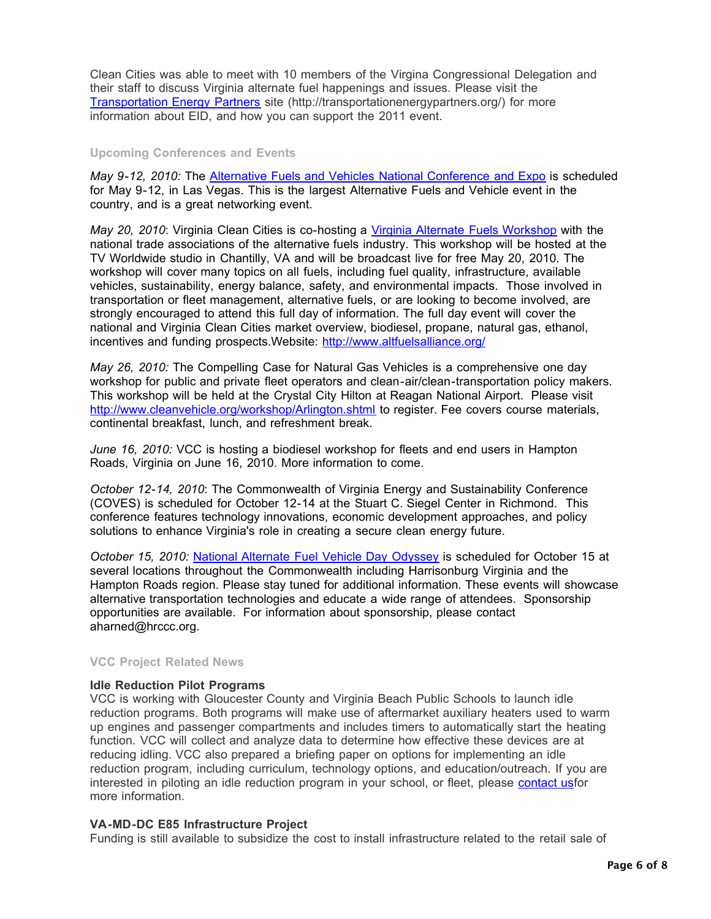Clean Cities was able to meet with 10 members of the Virgina Congressional Delegation and their staff to discuss Virginia alternate fuel happenings and issues. Please visit the [Transportation Energy Partners](http://transportationenergypartners.org/) site (http://transportationenergypartners.org/) for more information about EID, and how you can support the 2011 event.

### Upcoming Conferences and Events

*May 9-12, 2010:* The Alternative Fuels and Vehicles National Conference and Expo is scheduled for May 9-12, in Las Vegas. This is the largest Alternative Fuels and Vehicle event in the country, and is a great networking event.

*May 20, 2010*: Virginia Clean Cities is co-hosting a Virginia Alternate Fuels Workshop with the national trade associations of the alternative fuels industry. This workshop will be hosted at the TV Worldwide studio in Chantilly, VA and will be broadcast live for free May 20, 2010. The workshop will cover many topics on all fuels, including fuel quality, infrastructure, available vehicles, sustainability, energy balance, safety, and environmental impacts. Those involved in transportation or fleet management, alternative fuels, or are looking to become involved, are strongly encouraged to attend this full day of information. The full day event will cover the national and Virginia Clean Cities market overview, biodiesel, propane, natural gas, ethanol, incentives and funding prospects.Website: http://www.altfuelsalliance.org/

*May 26, 2010:* The Compelling Case for Natural Gas Vehicles is a comprehensive one day workshop for public and private fleet operators and clean-air/clean-transportation policy makers. This workshop will be held at the Crystal City Hilton at Reagan National Airport. Please visit http://www.cleanvehicle.org/workshop/Arlington.shtml to register. Fee covers course materials, continental breakfast, lunch, and refreshment break.

*June 16, 2010:* VCC is hosting a biodiesel workshop for fleets and end users in Hampton Roads, Virginia on June 16, 2010. More information to come.

*October 12-14, 2010*: The Commonwealth of Virginia Energy and Sustainability Conference (COVES) is scheduled for October 12-14 at the Stuart C. Siegel Center in Richmond. This conference features technology innovations, economic development approaches, and policy solutions to enhance Virginia's role in creating a secure clean energy future.

*October 15, 2010:* National Alternate Fuel Vehicle Day Odyssey is scheduled for October 15 at several locations throughout the Commonwealth including Harrisonburg Virginia and the Hampton Roads region. Please stay tuned for additional information. These events will showcase alternative transportation technologies and educate a wide range of attendees. Sponsorship opportunities are available. For information about sponsorship, please contact aharned@hrccc.org.

### VCC Project Related News

**Idle Reduction Pilot Programs**

VCC is working with Gloucester County and Virginia Beach Public Schools to launch idle reduction programs. Both programs will make use of aftermarket auxiliary heaters used to warm up engines and passenger compartments and includes timers to automatically start the heating function. VCC will collect and analyze data to determine how effective these devices are at reducing idling. VCC also prepared a briefing paper on options for implementing an idle reduction program, including curriculum, technology options, and education/outreach. If you are interested in piloting an idle reduction program in your school, or fleet, please contact usfor more information.

**VA-MD-DC E85 Infrastructure Project**

Funding is still available to subsidize the cost to install infrastructure related to the retail sale of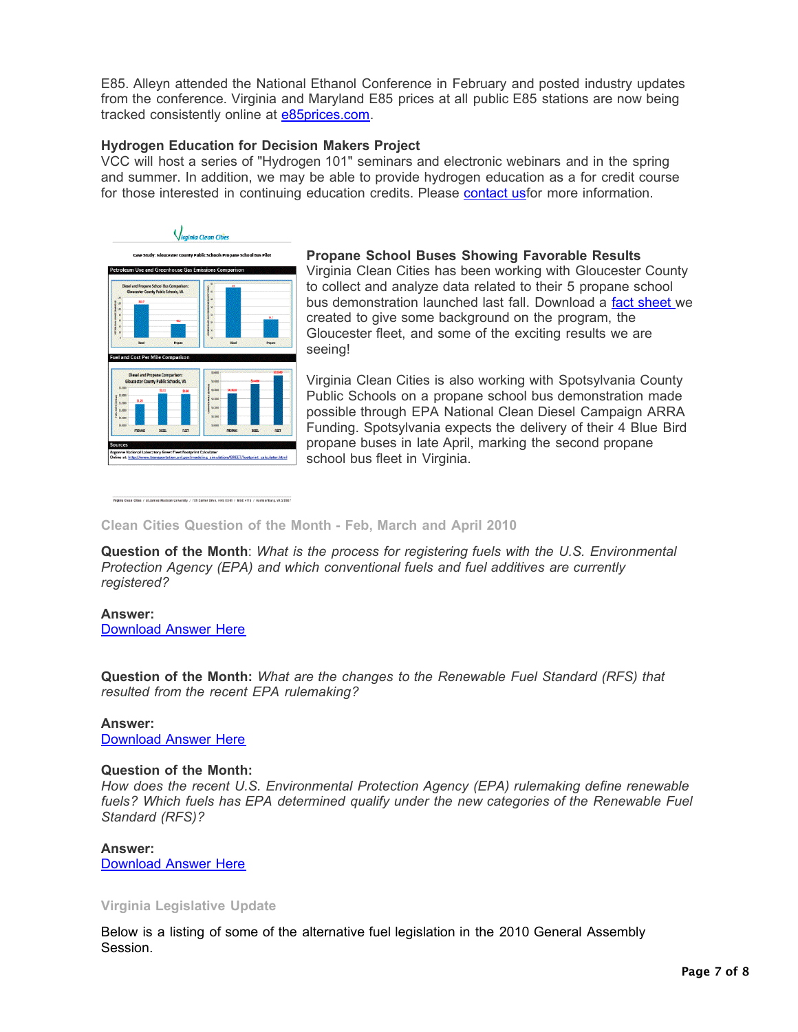E85. Alleyn attended the National Ethanol Conference in February and posted industry updates from the conference. Virginia and Maryland E85 prices at all public E85 stations are now being tracked consistently online at e85prices.com.

**Hydrogen Education for Decision Makers Project**

VCC will host a series of "Hydrogen 101" seminars and electronic webinars and in the spring and summer. In addition, we may be able to provide hydrogen education as a for credit course for those interested in continuing education credits. Please contact usfor more information.

**Propane School Buses Showing Favorable Results**

Virginia Clean Cities has been working with Gloucester County to collect and analyze data related to their 5 propane school bus demonstration launched last fall. Download a fact sheet we created to give some background on the program, the Gloucester fleet, and some of the exciting results we are seeing!

Virginia Clean Cities is also working with Spotsylvania County Public Schools on a propane school bus demonstration made possible through EPA National Clean Diesel Campaign ARRA Funding. Spotsylvania expects the delivery of their 4 Blue Bird propane buses in late April, marking the second propane school bus fleet in Virginia.

## Clean Cities Question of the Month - Feb, March and April 2010

**Question of the Month**: *What is the process for registering fuels with the U.S. Environmental Protection Agency (EPA) and which conventional fuels and fuel additives are currently registered?*

**Answer:**
Download Answer Here

**Question of the Month:** *What are the changes to the Renewable Fuel Standard (RFS) that resulted from the recent EPA rulemaking?*

**Answer:**
Download Answer Here

**Question of the Month:**
*How does the recent U.S. Environmental Protection Agency (EPA) rulemaking define renewable fuels? Which fuels has EPA determined qualify under the new categories of the Renewable Fuel Standard (RFS)?*

**Answer:**
Download Answer Here

## Virginia Legislative Update

Below is a listing of some of the alternative fuel legislation in the 2010 General Assembly Session.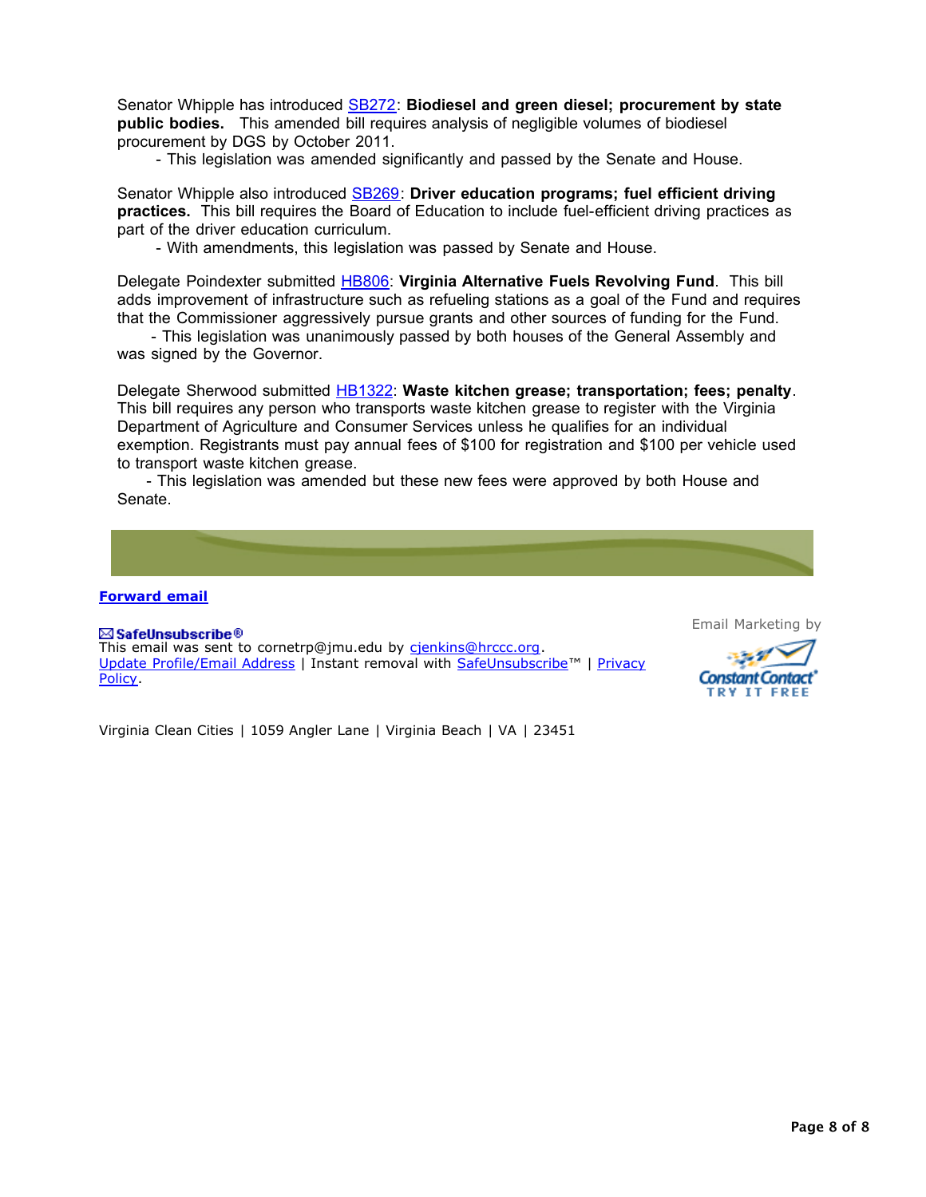Senator Whipple has introduced SB272: **Biodiesel and green diesel; procurement by state public bodies.** This amended bill requires analysis of negligible volumes of biodiesel procurement by DGS by October 2011.

- This legislation was amended significantly and passed by the Senate and House.

Senator Whipple also introduced SB269: **Driver education programs; fuel efficient driving practices.** This bill requires the Board of Education to include fuel-efficient driving practices as part of the driver education curriculum.

- With amendments, this legislation was passed by Senate and House.

Delegate Poindexter submitted HB806: **Virginia Alternative Fuels Revolving Fund**. This bill adds improvement of infrastructure such as refueling stations as a goal of the Fund and requires that the Commissioner aggressively pursue grants and other sources of funding for the Fund.

- This legislation was unanimously passed by both houses of the General Assembly and was signed by the Governor.

Delegate Sherwood submitted HB1322: **Waste kitchen grease; transportation; fees; penalty**. This bill requires any person who transports waste kitchen grease to register with the Virginia Department of Agriculture and Consumer Services unless he qualifies for an individual exemption. Registrants must pay annual fees of $100 for registration and $100 per vehicle used to transport waste kitchen grease.

- This legislation was amended but these new fees were approved by both House and Senate.

**Forward email**

SafeUnsubscribe®
This email was sent to cornetrp@jmu.edu by cjenkins@hrccc.org.
Update Profile/Email Address | Instant removal with SafeUnsubscribe™ | Privacy Policy.

Email Marketing by Constant Contact® TRY IT FREE

Virginia Clean Cities | 1059 Angler Lane | Virginia Beach | VA | 23451